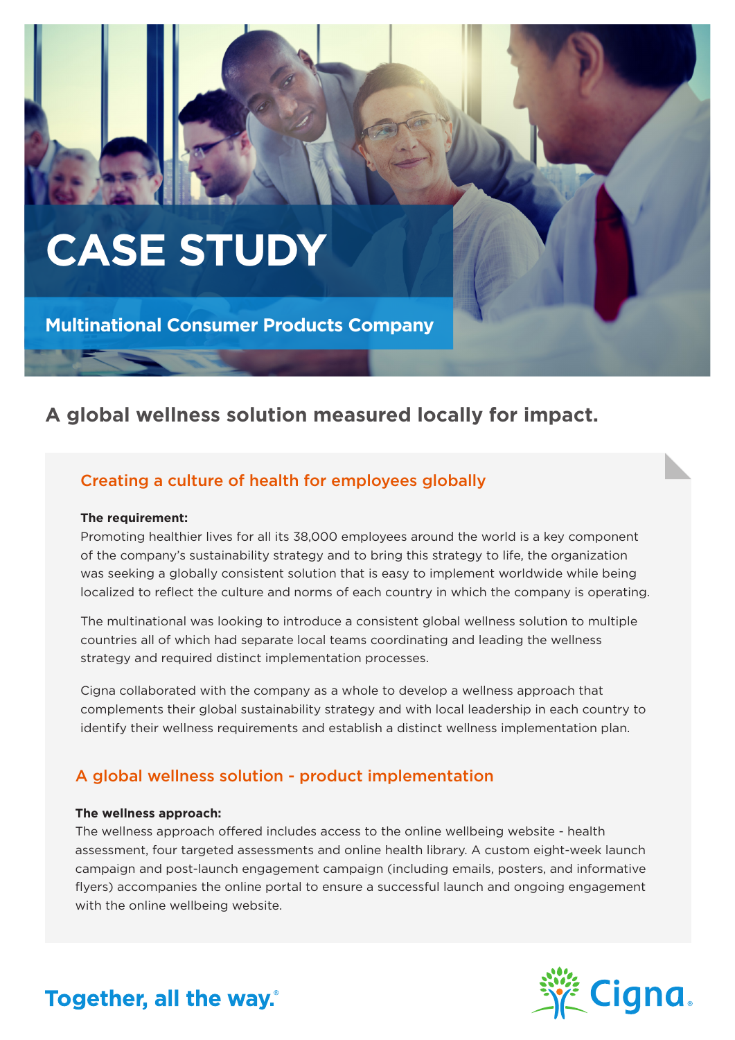# CASE STUDY

**Multinational Consumer Products Company**

## A global wellness solution measured locally for impact.

### Creating a culture of health for employees globally

**The requirement:**

Promoting healthier lives for all its 38,000 employees around the world is a key component of the company's sustainability strategy and to bring this strategy to life, the organization was seeking a globally consistent solution that is easy to implement worldwide while being localized to reflect the culture and norms of each country in which the company is operating.

The multinational was looking to introduce a consistent global wellness solution to multiple countries all of which had separate local teams coordinating and leading the wellness strategy and required distinct implementation processes.

Cigna collaborated with the company as a whole to develop a wellness approach that complements their global sustainability strategy and with local leadership in each country to identify their wellness requirements and establish a distinct wellness implementation plan.

### A global wellness solution - product implementation

**The wellness approach:**

The wellness approach offered includes access to the online wellbeing website - health assessment, four targeted assessments and online health library. A custom eight-week launch campaign and post-launch engagement campaign (including emails, posters, and informative flyers) accompanies the online portal to ensure a successful launch and ongoing engagement with the online wellbeing website.

Together, all the way.®

Cigna.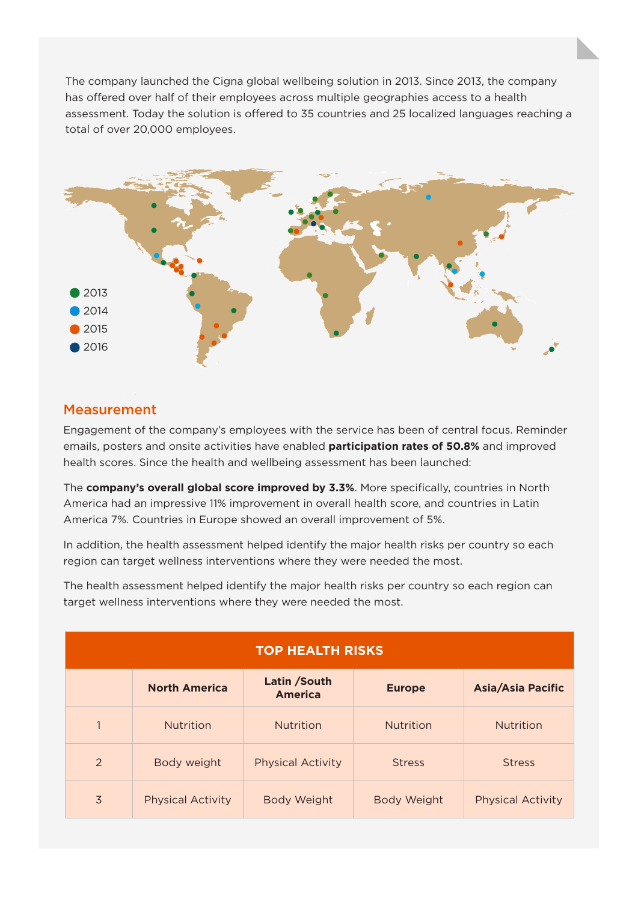The company launched the Cigna global wellbeing solution in 2013. Since 2013, the company has offered over half of their employees across multiple geographies access to a health assessment. Today the solution is offered to 35 countries and 25 localized languages reaching a total of over 20,000 employees.

2013
2014
2015
2016

## Measurement

Engagement of the company's employees with the service has been of central focus. Reminder emails, posters and onsite activities have enabled **participation rates of 50.8%** and improved health scores. Since the health and wellbeing assessment has been launched:

The **company's overall global score improved by 3.3%**. More specifically, countries in North America had an impressive 11% improvement in overall health score, and countries in Latin America 7%. Countries in Europe showed an overall improvement of 5%.

In addition, the health assessment helped identify the major health risks per country so each region can target wellness interventions where they were needed the most.

The health assessment helped identify the major health risks per country so each region can target wellness interventions where they were needed the most.

| TOP HEALTH RISKS | | | | |
|---|---|---|---|---|
| | **North America** | **Latin /South America** | **Europe** | **Asia/Asia Pacific** |
| 1 | Nutrition | Nutrition | Nutrition | Nutrition |
| 2 | Body weight | Physical Activity | Stress | Stress |
| 3 | Physical Activity | Body Weight | Body Weight | Physical Activity |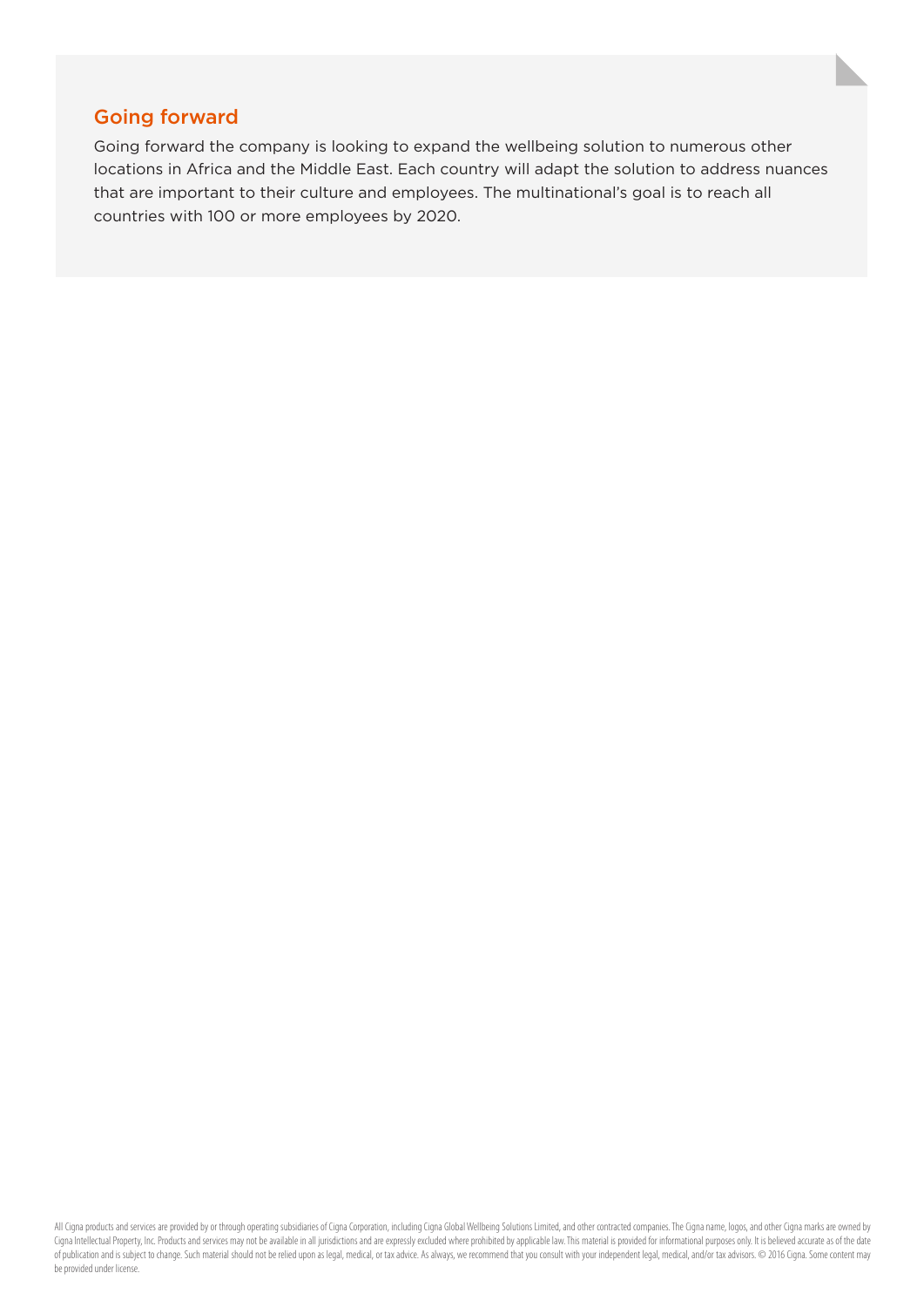## Going forward

Going forward the company is looking to expand the wellbeing solution to numerous other locations in Africa and the Middle East. Each country will adapt the solution to address nuances that are important to their culture and employees. The multinational's goal is to reach all countries with 100 or more employees by 2020.

All Cigna products and services are provided by or through operating subsidiaries of Cigna Corporation, including Cigna Global Wellbeing Solutions Limited, and other contracted companies. The Cigna name, logos, and other Cigna marks are owned by Cigna Intellectual Property, Inc. Products and services may not be available in all jurisdictions and are expressly excluded where prohibited by applicable law. This material is provided for informational purposes only. It is believed accurate as of the date of publication and is subject to change. Such material should not be relied upon as legal, medical, or tax advice. As always, we recommend that you consult with your independent legal, medical, and/or tax advisors. © 2016 Cigna. Some content may be provided under license.